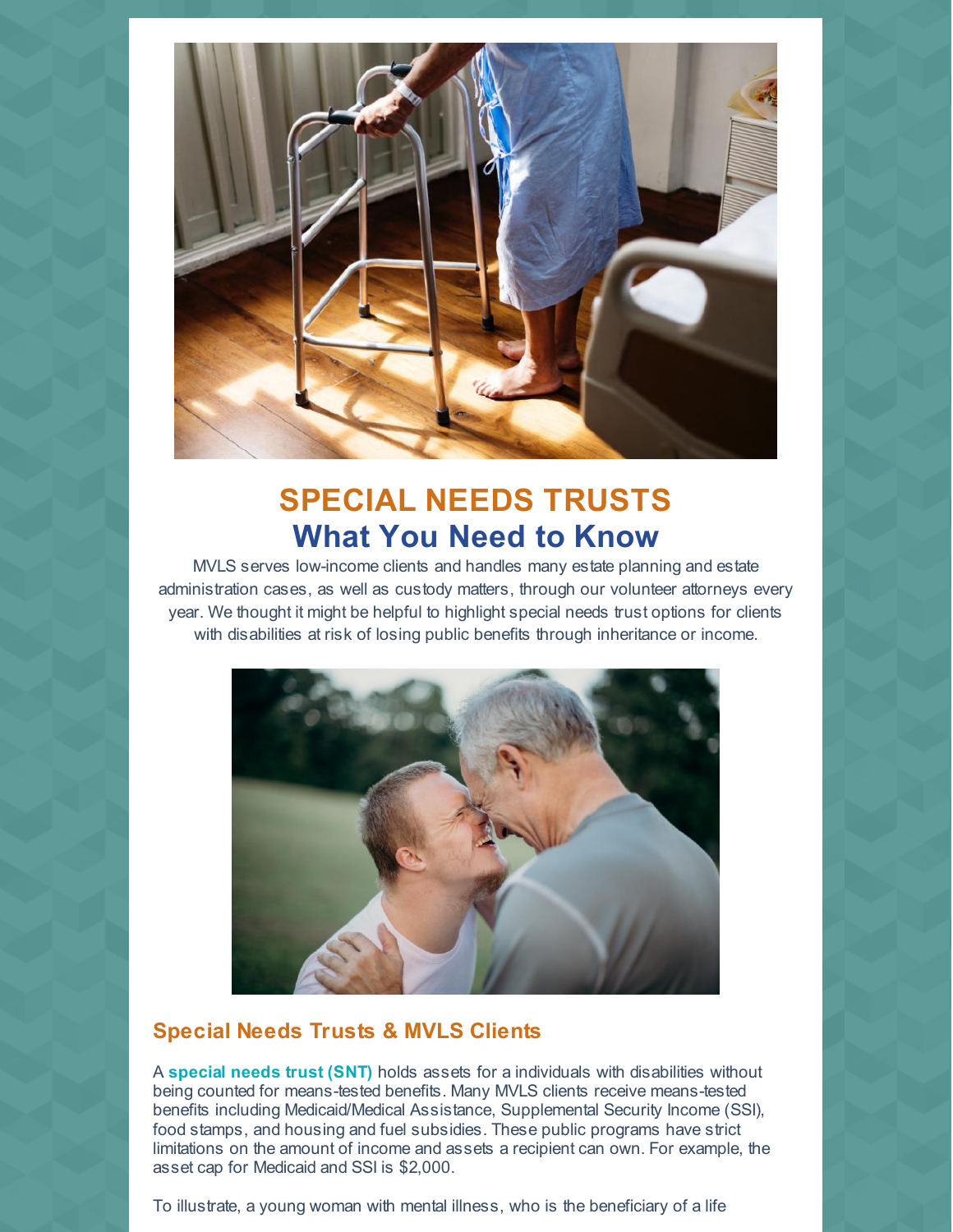# SPECIAL NEEDS TRUSTS
## What You Need to Know

MVLS serves low-income clients and handles many estate planning and estate administration cases, as well as custody matters, through our volunteer attorneys every year. We thought it might be helpful to highlight special needs trust options for clients with disabilities at risk of losing public benefits through inheritance or income.

### Special Needs Trusts & MVLS Clients

A **special needs trust (SNT)** holds assets for a individuals with disabilities without being counted for means-tested benefits. Many MVLS clients receive means-tested benefits including Medicaid/Medical Assistance, Supplemental Security Income (SSI), food stamps, and housing and fuel subsidies. These public programs have strict limitations on the amount of income and assets a recipient can own. For example, the asset cap for Medicaid and SSI is $2,000.

To illustrate, a young woman with mental illness, who is the beneficiary of a life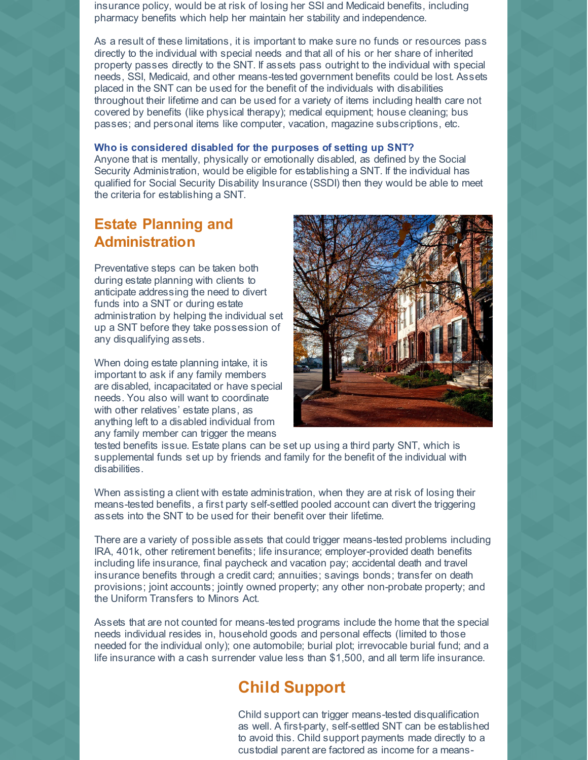insurance policy, would be at risk of losing her SSI and Medicaid benefits, including pharmacy benefits which help her maintain her stability and independence.

As a result of these limitations, it is important to make sure no funds or resources pass directly to the individual with special needs and that all of his or her share of inherited property passes directly to the SNT. If assets pass outright to the individual with special needs, SSI, Medicaid, and other means-tested government benefits could be lost. Assets placed in the SNT can be used for the benefit of the individuals with disabilities throughout their lifetime and can be used for a variety of items including health care not covered by benefits (like physical therapy); medical equipment; house cleaning; bus passes; and personal items like computer, vacation, magazine subscriptions, etc.

**Who is considered disabled for the purposes of setting up SNT?**
Anyone that is mentally, physically or emotionally disabled, as defined by the Social Security Administration, would be eligible for establishing a SNT. If the individual has qualified for Social Security Disability Insurance (SSDI) then they would be able to meet the criteria for establishing a SNT.

## Estate Planning and Administration

Preventative steps can be taken both during estate planning with clients to anticipate addressing the need to divert funds into a SNT or during estate administration by helping the individual set up a SNT before they take possession of any disqualifying assets.

When doing estate planning intake, it is important to ask if any family members are disabled, incapacitated or have special needs. You also will want to coordinate with other relatives' estate plans, as anything left to a disabled individual from any family member can trigger the means tested benefits issue. Estate plans can be set up using a third party SNT, which is supplemental funds set up by friends and family for the benefit of the individual with disabilities.

When assisting a client with estate administration, when they are at risk of losing their means-tested benefits, a first party self-settled pooled account can divert the triggering assets into the SNT to be used for their benefit over their lifetime.

There are a variety of possible assets that could trigger means-tested problems including IRA, 401k, other retirement benefits; life insurance; employer-provided death benefits including life insurance, final paycheck and vacation pay; accidental death and travel insurance benefits through a credit card; annuities; savings bonds; transfer on death provisions; joint accounts; jointly owned property; any other non-probate property; and the Uniform Transfers to Minors Act.

Assets that are not counted for means-tested programs include the home that the special needs individual resides in, household goods and personal effects (limited to those needed for the individual only); one automobile; burial plot; irrevocable burial fund; and a life insurance with a cash surrender value less than $1,500, and all term life insurance.

## Child Support

Child support can trigger means-tested disqualification as well. A first-party, self-settled SNT can be established to avoid this. Child support payments made directly to a custodial parent are factored as income for a means-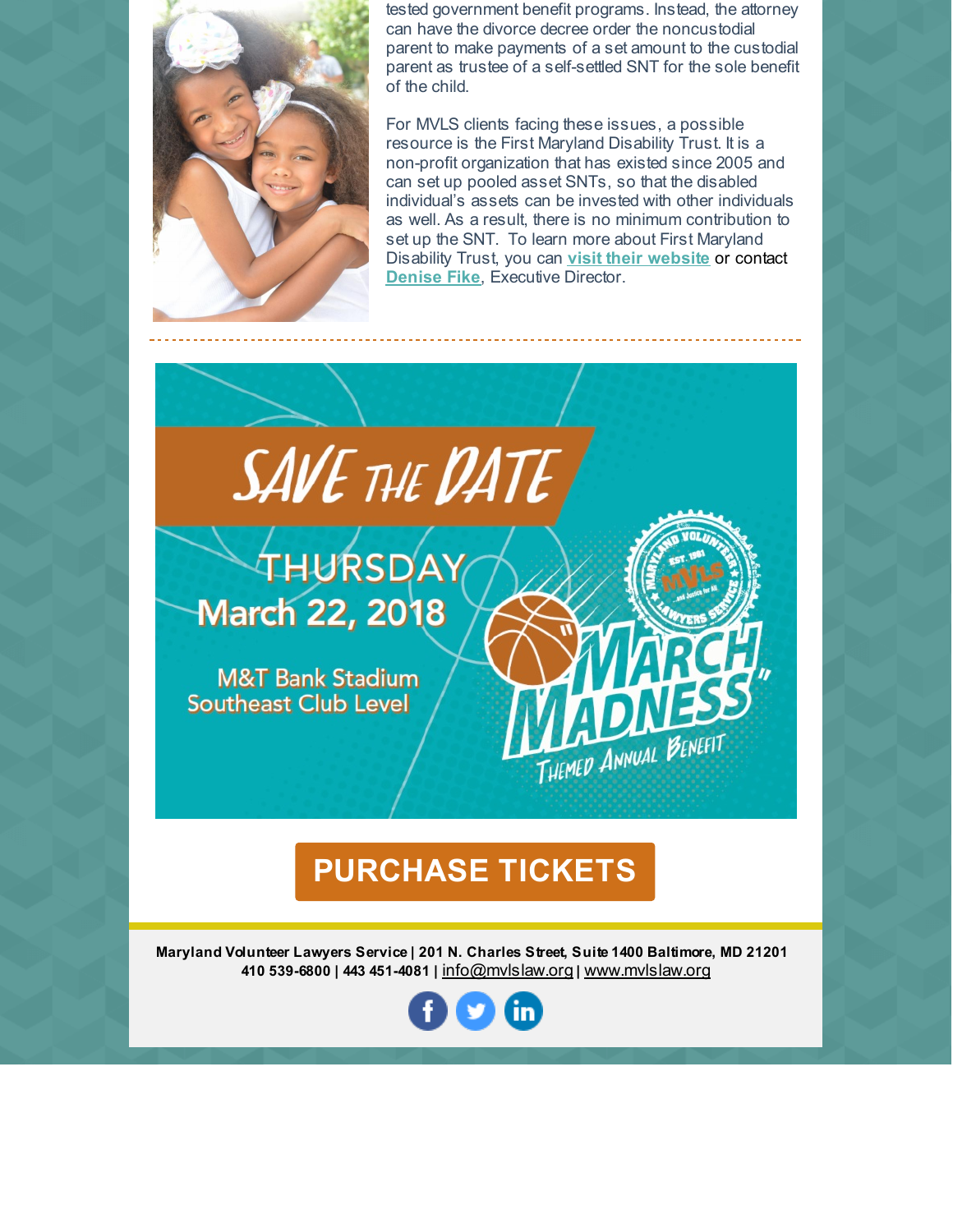tested government benefit programs. Instead, the attorney can have the divorce decree order the noncustodial parent to make payments of a set amount to the custodial parent as trustee of a self-settled SNT for the sole benefit of the child.

For MVLS clients facing these issues, a possible resource is the First Maryland Disability Trust. It is a non-profit organization that has existed since 2005 and can set up pooled asset SNTs, so that the disabled individual's assets can be invested with other individuals as well. As a result, there is no minimum contribution to set up the SNT. To learn more about First Maryland Disability Trust, you can **visit their website** or contact **Denise Fike**, Executive Director.

---

SAVE THE DATE

THURSDAY
March 22, 2018

M&T Bank Stadium
Southeast Club Level

"MARCH MADNESS" Themed Annual Benefit

**PURCHASE TICKETS**

**Maryland Volunteer Lawyers Service | 201 N. Charles Street, Suite 1400 Baltimore, MD 21201**
**410 539-6800 | 443 451-4081 |** info@mvlslaw.org **|** www.mvlslaw.org